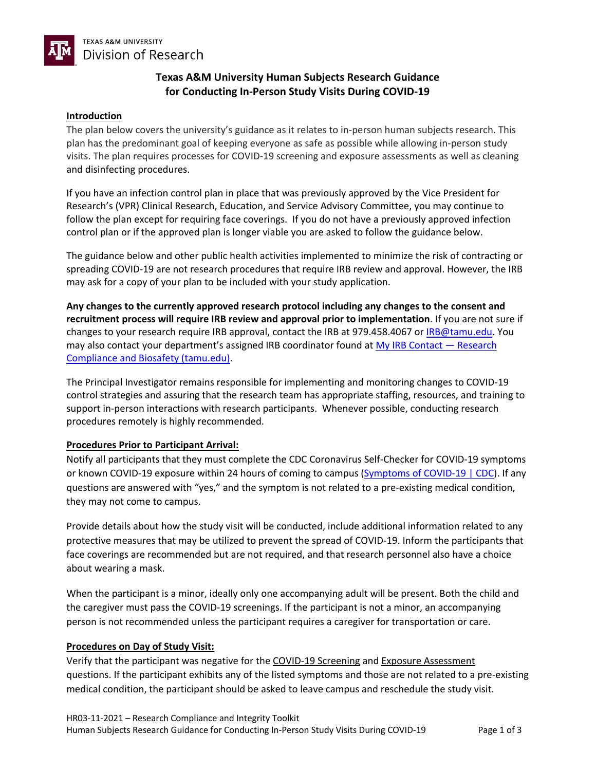TEXAS A&M UNIVERSITY
Division of Research

# Texas A&M University Human Subjects Research Guidance for Conducting In-Person Study Visits During COVID-19

## Introduction

The plan below covers the university's guidance as it relates to in-person human subjects research. This plan has the predominant goal of keeping everyone as safe as possible while allowing in-person study visits. The plan requires processes for COVID-19 screening and exposure assessments as well as cleaning and disinfecting procedures.

If you have an infection control plan in place that was previously approved by the Vice President for Research's (VPR) Clinical Research, Education, and Service Advisory Committee, you may continue to follow the plan except for requiring face coverings. If you do not have a previously approved infection control plan or if the approved plan is longer viable you are asked to follow the guidance below.

The guidance below and other public health activities implemented to minimize the risk of contracting or spreading COVID-19 are not research procedures that require IRB review and approval. However, the IRB may ask for a copy of your plan to be included with your study application.

**Any changes to the currently approved research protocol including any changes to the consent and recruitment process will require IRB review and approval prior to implementation**. If you are not sure if changes to your research require IRB approval, contact the IRB at 979.458.4067 or IRB@tamu.edu. You may also contact your department's assigned IRB coordinator found at My IRB Contact — Research Compliance and Biosafety (tamu.edu).

The Principal Investigator remains responsible for implementing and monitoring changes to COVID-19 control strategies and assuring that the research team has appropriate staffing, resources, and training to support in-person interactions with research participants. Whenever possible, conducting research procedures remotely is highly recommended.

## Procedures Prior to Participant Arrival:

Notify all participants that they must complete the CDC Coronavirus Self-Checker for COVID-19 symptoms or known COVID-19 exposure within 24 hours of coming to campus (Symptoms of COVID-19 | CDC). If any questions are answered with "yes," and the symptom is not related to a pre-existing medical condition, they may not come to campus.

Provide details about how the study visit will be conducted, include additional information related to any protective measures that may be utilized to prevent the spread of COVID-19. Inform the participants that face coverings are recommended but are not required, and that research personnel also have a choice about wearing a mask.

When the participant is a minor, ideally only one accompanying adult will be present. Both the child and the caregiver must pass the COVID-19 screenings. If the participant is not a minor, an accompanying person is not recommended unless the participant requires a caregiver for transportation or care.

## Procedures on Day of Study Visit:

Verify that the participant was negative for the COVID-19 Screening and Exposure Assessment questions. If the participant exhibits any of the listed symptoms and those are not related to a pre-existing medical condition, the participant should be asked to leave campus and reschedule the study visit.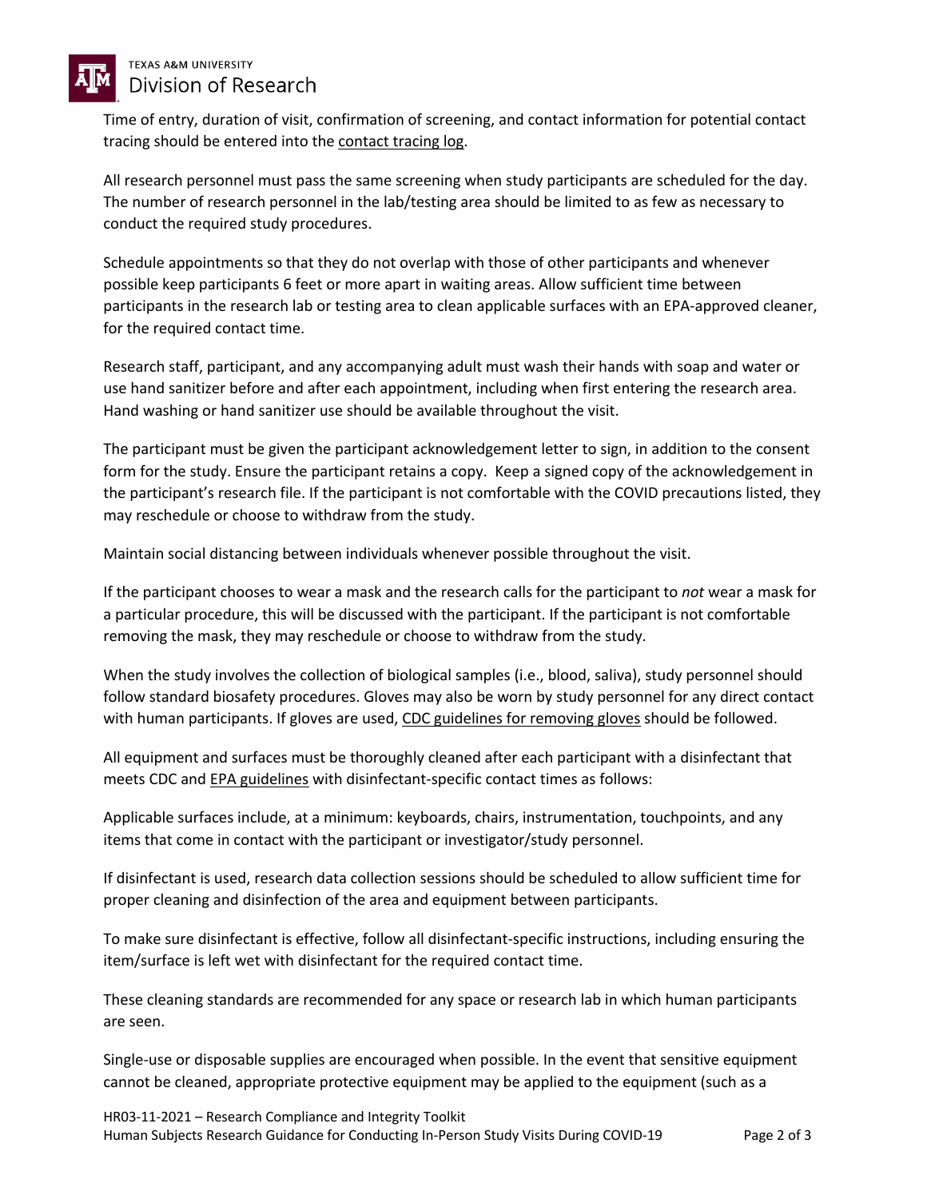Time of entry, duration of visit, confirmation of screening, and contact information for potential contact tracing should be entered into the contact tracing log.

All research personnel must pass the same screening when study participants are scheduled for the day. The number of research personnel in the lab/testing area should be limited to as few as necessary to conduct the required study procedures.

Schedule appointments so that they do not overlap with those of other participants and whenever possible keep participants 6 feet or more apart in waiting areas. Allow sufficient time between participants in the research lab or testing area to clean applicable surfaces with an EPA-approved cleaner, for the required contact time.

Research staff, participant, and any accompanying adult must wash their hands with soap and water or use hand sanitizer before and after each appointment, including when first entering the research area. Hand washing or hand sanitizer use should be available throughout the visit.

The participant must be given the participant acknowledgement letter to sign, in addition to the consent form for the study. Ensure the participant retains a copy. Keep a signed copy of the acknowledgement in the participant's research file. If the participant is not comfortable with the COVID precautions listed, they may reschedule or choose to withdraw from the study.

Maintain social distancing between individuals whenever possible throughout the visit.

If the participant chooses to wear a mask and the research calls for the participant to *not* wear a mask for a particular procedure, this will be discussed with the participant. If the participant is not comfortable removing the mask, they may reschedule or choose to withdraw from the study.

When the study involves the collection of biological samples (i.e., blood, saliva), study personnel should follow standard biosafety procedures. Gloves may also be worn by study personnel for any direct contact with human participants. If gloves are used, CDC guidelines for removing gloves should be followed.

All equipment and surfaces must be thoroughly cleaned after each participant with a disinfectant that meets CDC and EPA guidelines with disinfectant-specific contact times as follows:

Applicable surfaces include, at a minimum: keyboards, chairs, instrumentation, touchpoints, and any items that come in contact with the participant or investigator/study personnel.

If disinfectant is used, research data collection sessions should be scheduled to allow sufficient time for proper cleaning and disinfection of the area and equipment between participants.

To make sure disinfectant is effective, follow all disinfectant-specific instructions, including ensuring the item/surface is left wet with disinfectant for the required contact time.

These cleaning standards are recommended for any space or research lab in which human participants are seen.

Single-use or disposable supplies are encouraged when possible. In the event that sensitive equipment cannot be cleaned, appropriate protective equipment may be applied to the equipment (such as a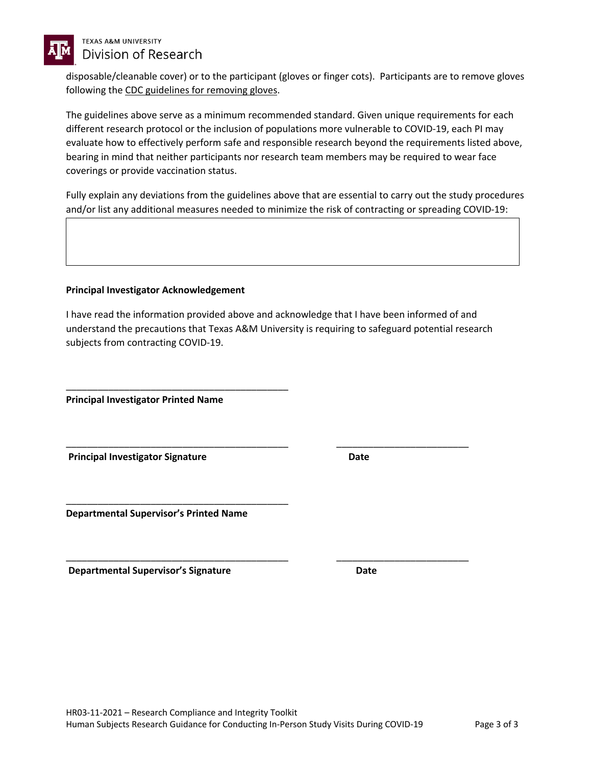disposable/cleanable cover) or to the participant (gloves or finger cots). Participants are to remove gloves following the CDC guidelines for removing gloves.

The guidelines above serve as a minimum recommended standard. Given unique requirements for each different research protocol or the inclusion of populations more vulnerable to COVID-19, each PI may evaluate how to effectively perform safe and responsible research beyond the requirements listed above, bearing in mind that neither participants nor research team members may be required to wear face coverings or provide vaccination status.

Fully explain any deviations from the guidelines above that are essential to carry out the study procedures and/or list any additional measures needed to minimize the risk of contracting or spreading COVID-19:

| |
|---|
| |

**Principal Investigator Acknowledgement**

I have read the information provided above and acknowledge that I have been informed of and understand the precautions that Texas A&M University is requiring to safeguard potential research subjects from contracting COVID-19.

\_\_\_\_\_\_\_\_\_\_\_\_\_\_\_\_\_\_\_\_\_\_\_\_\_\_\_\_\_\_\_\_\_\_\_\_\_\_\_\_\_\_

**Principal Investigator Printed Name**

\_\_\_\_\_\_\_\_\_\_\_\_\_\_\_\_\_\_\_\_\_\_\_\_\_\_\_\_\_\_\_\_\_\_\_\_\_\_\_\_\_\_ \_\_\_\_\_\_\_\_\_\_\_\_\_\_\_\_\_\_\_\_\_\_\_\_\_

**Principal Investigator Signature** **Date**

\_\_\_\_\_\_\_\_\_\_\_\_\_\_\_\_\_\_\_\_\_\_\_\_\_\_\_\_\_\_\_\_\_\_\_\_\_\_\_\_\_\_

**Departmental Supervisor's Printed Name**

\_\_\_\_\_\_\_\_\_\_\_\_\_\_\_\_\_\_\_\_\_\_\_\_\_\_\_\_\_\_\_\_\_\_\_\_\_\_\_\_\_\_ \_\_\_\_\_\_\_\_\_\_\_\_\_\_\_\_\_\_\_\_\_\_\_\_\_

**Departmental Supervisor's Signature** **Date**